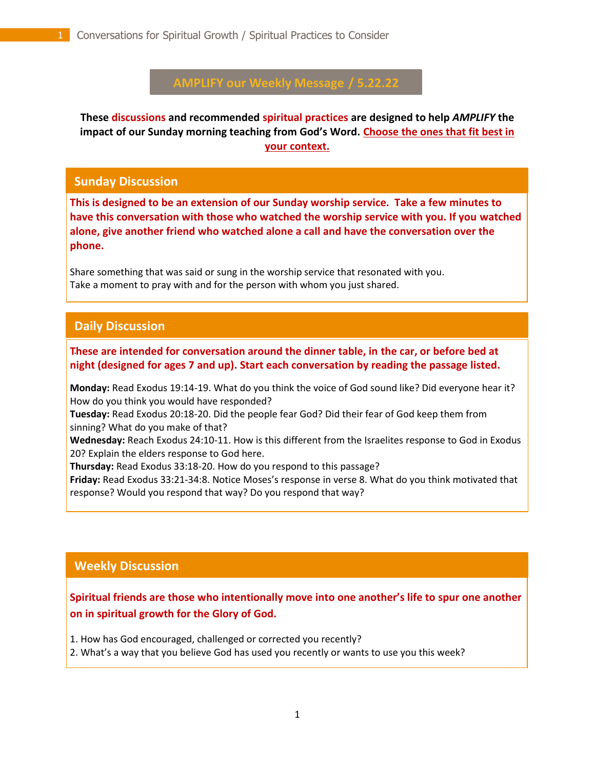# AMPLIFY our Weekly Message / 5.22.22

**These discussions and recommended spiritual practices are designed to help *AMPLIFY* the impact of our Sunday morning teaching from God's Word. Choose the ones that fit best in your context.**

## Sunday Discussion

**This is designed to be an extension of our Sunday worship service. Take a few minutes to have this conversation with those who watched the worship service with you. If you watched alone, give another friend who watched alone a call and have the conversation over the phone.**

Share something that was said or sung in the worship service that resonated with you.
Take a moment to pray with and for the person with whom you just shared.

## Daily Discussion

**These are intended for conversation around the dinner table, in the car, or before bed at night (designed for ages 7 and up). Start each conversation by reading the passage listed.**

**Monday:** Read Exodus 19:14-19. What do you think the voice of God sound like? Did everyone hear it? How do you think you would have responded?
**Tuesday:** Read Exodus 20:18-20. Did the people fear God? Did their fear of God keep them from sinning? What do you make of that?
**Wednesday:** Reach Exodus 24:10-11. How is this different from the Israelites response to God in Exodus 20? Explain the elders response to God here.
**Thursday:** Read Exodus 33:18-20. How do you respond to this passage?
**Friday:** Read Exodus 33:21-34:8. Notice Moses's response in verse 8. What do you think motivated that response? Would you respond that way? Do you respond that way?

## Weekly Discussion

**Spiritual friends are those who intentionally move into one another's life to spur one another on in spiritual growth for the Glory of God.**

1. How has God encouraged, challenged or corrected you recently?
2. What's a way that you believe God has used you recently or wants to use you this week?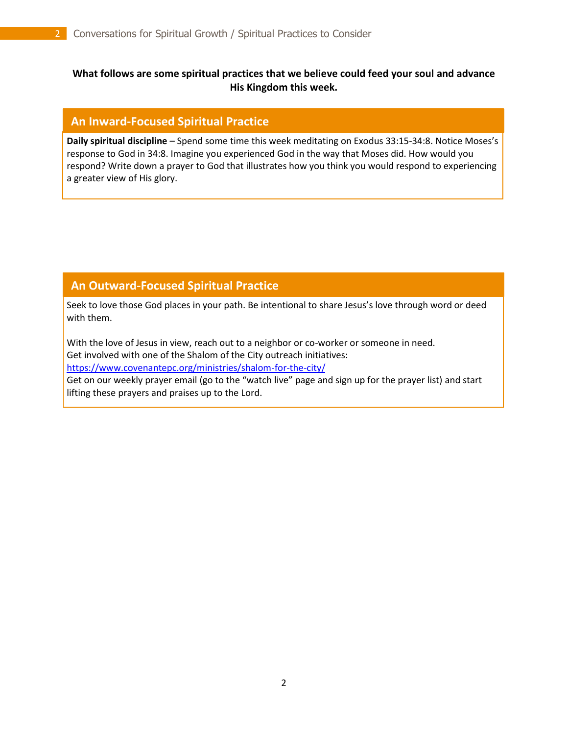**What follows are some spiritual practices that we believe could feed your soul and advance His Kingdom this week.**

## An Inward-Focused Spiritual Practice

**Daily spiritual discipline** – Spend some time this week meditating on Exodus 33:15-34:8. Notice Moses's response to God in 34:8. Imagine you experienced God in the way that Moses did. How would you respond? Write down a prayer to God that illustrates how you think you would respond to experiencing a greater view of His glory.

## An Outward-Focused Spiritual Practice

Seek to love those God places in your path. Be intentional to share Jesus's love through word or deed with them.

With the love of Jesus in view, reach out to a neighbor or co-worker or someone in need.
Get involved with one of the Shalom of the City outreach initiatives:
https://www.covenantepc.org/ministries/shalom-for-the-city/
Get on our weekly prayer email (go to the "watch live" page and sign up for the prayer list) and start lifting these prayers and praises up to the Lord.